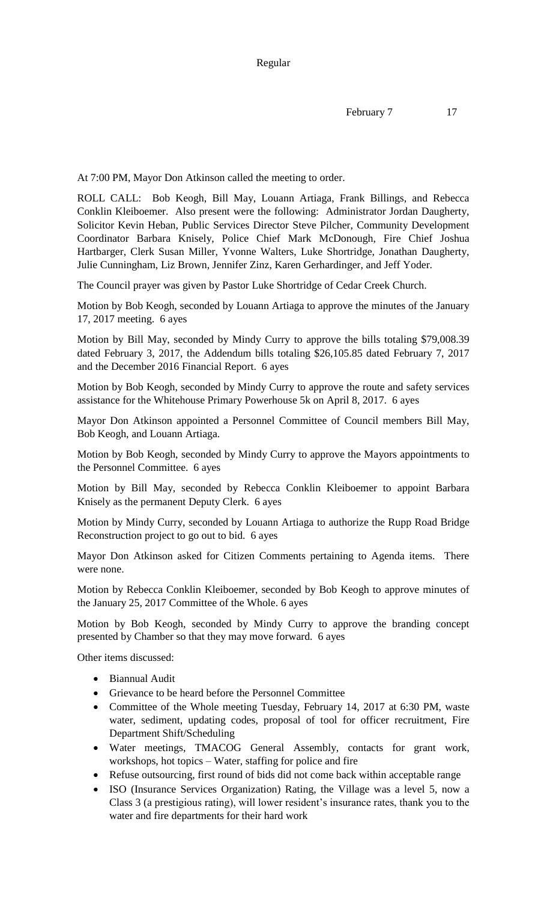Regular

February 7 17

At 7:00 PM, Mayor Don Atkinson called the meeting to order.

ROLL CALL: Bob Keogh, Bill May, Louann Artiaga, Frank Billings, and Rebecca Conklin Kleiboemer. Also present were the following: Administrator Jordan Daugherty, Solicitor Kevin Heban, Public Services Director Steve Pilcher, Community Development Coordinator Barbara Knisely, Police Chief Mark McDonough, Fire Chief Joshua Hartbarger, Clerk Susan Miller, Yvonne Walters, Luke Shortridge, Jonathan Daugherty, Julie Cunningham, Liz Brown, Jennifer Zinz, Karen Gerhardinger, and Jeff Yoder.

The Council prayer was given by Pastor Luke Shortridge of Cedar Creek Church.

Motion by Bob Keogh, seconded by Louann Artiaga to approve the minutes of the January 17, 2017 meeting. 6 ayes

Motion by Bill May, seconded by Mindy Curry to approve the bills totaling $79,008.39 dated February 3, 2017, the Addendum bills totaling $26,105.85 dated February 7, 2017 and the December 2016 Financial Report. 6 ayes

Motion by Bob Keogh, seconded by Mindy Curry to approve the route and safety services assistance for the Whitehouse Primary Powerhouse 5k on April 8, 2017. 6 ayes

Mayor Don Atkinson appointed a Personnel Committee of Council members Bill May, Bob Keogh, and Louann Artiaga.

Motion by Bob Keogh, seconded by Mindy Curry to approve the Mayors appointments to the Personnel Committee. 6 ayes

Motion by Bill May, seconded by Rebecca Conklin Kleiboemer to appoint Barbara Knisely as the permanent Deputy Clerk. 6 ayes

Motion by Mindy Curry, seconded by Louann Artiaga to authorize the Rupp Road Bridge Reconstruction project to go out to bid. 6 ayes

Mayor Don Atkinson asked for Citizen Comments pertaining to Agenda items. There were none.

Motion by Rebecca Conklin Kleiboemer, seconded by Bob Keogh to approve minutes of the January 25, 2017 Committee of the Whole. 6 ayes

Motion by Bob Keogh, seconded by Mindy Curry to approve the branding concept presented by Chamber so that they may move forward. 6 ayes

Other items discussed:

- Biannual Audit
- Grievance to be heard before the Personnel Committee
- Committee of the Whole meeting Tuesday, February 14, 2017 at 6:30 PM, waste water, sediment, updating codes, proposal of tool for officer recruitment, Fire Department Shift/Scheduling
- Water meetings, TMACOG General Assembly, contacts for grant work, workshops, hot topics – Water, staffing for police and fire
- Refuse outsourcing, first round of bids did not come back within acceptable range
- ISO (Insurance Services Organization) Rating, the Village was a level 5, now a Class 3 (a prestigious rating), will lower resident's insurance rates, thank you to the water and fire departments for their hard work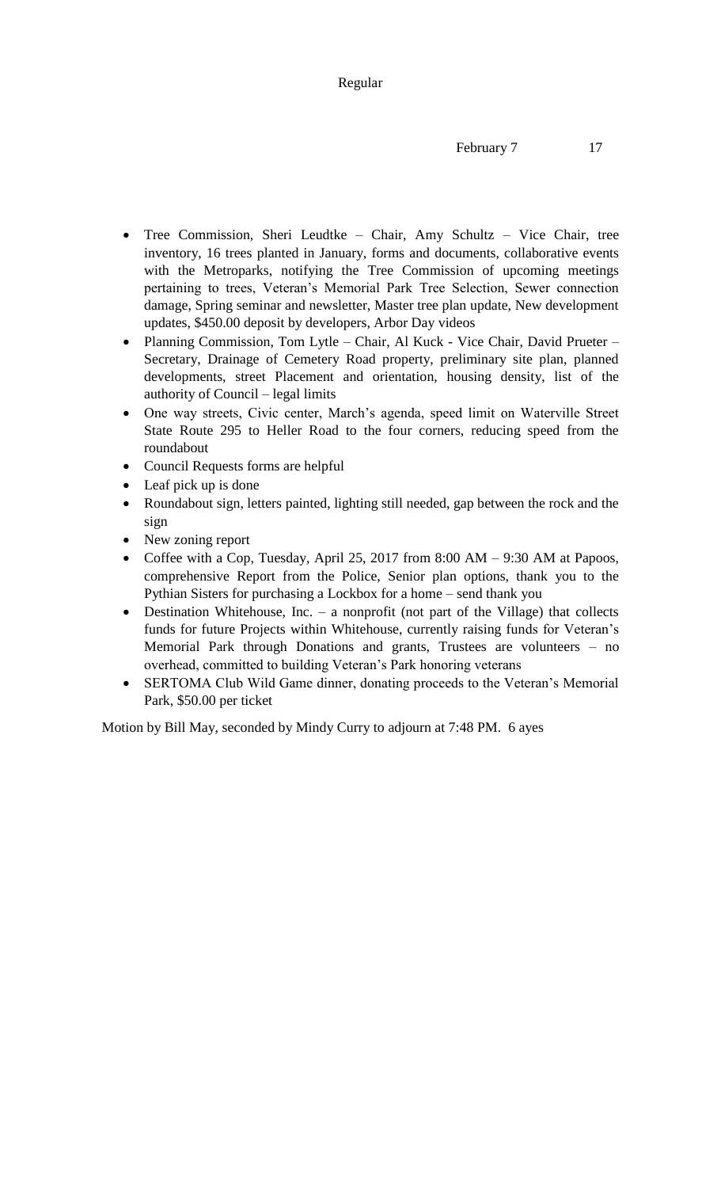- Tree Commission, Sheri Leudtke – Chair, Amy Schultz – Vice Chair, tree inventory, 16 trees planted in January, forms and documents, collaborative events with the Metroparks, notifying the Tree Commission of upcoming meetings pertaining to trees, Veteran's Memorial Park Tree Selection, Sewer connection damage, Spring seminar and newsletter, Master tree plan update, New development updates, $450.00 deposit by developers, Arbor Day videos
- Planning Commission, Tom Lytle – Chair, Al Kuck - Vice Chair, David Prueter – Secretary, Drainage of Cemetery Road property, preliminary site plan, planned developments, street Placement and orientation, housing density, list of the authority of Council – legal limits
- One way streets, Civic center, March's agenda, speed limit on Waterville Street State Route 295 to Heller Road to the four corners, reducing speed from the roundabout
- Council Requests forms are helpful
- Leaf pick up is done
- Roundabout sign, letters painted, lighting still needed, gap between the rock and the sign
- New zoning report
- Coffee with a Cop, Tuesday, April 25, 2017 from 8:00 AM – 9:30 AM at Papoos, comprehensive Report from the Police, Senior plan options, thank you to the Pythian Sisters for purchasing a Lockbox for a home – send thank you
- Destination Whitehouse, Inc. – a nonprofit (not part of the Village) that collects funds for future Projects within Whitehouse, currently raising funds for Veteran's Memorial Park through Donations and grants, Trustees are volunteers – no overhead, committed to building Veteran's Park honoring veterans
- SERTOMA Club Wild Game dinner, donating proceeds to the Veteran's Memorial Park, $50.00 per ticket

Motion by Bill May, seconded by Mindy Curry to adjourn at 7:48 PM. 6 ayes